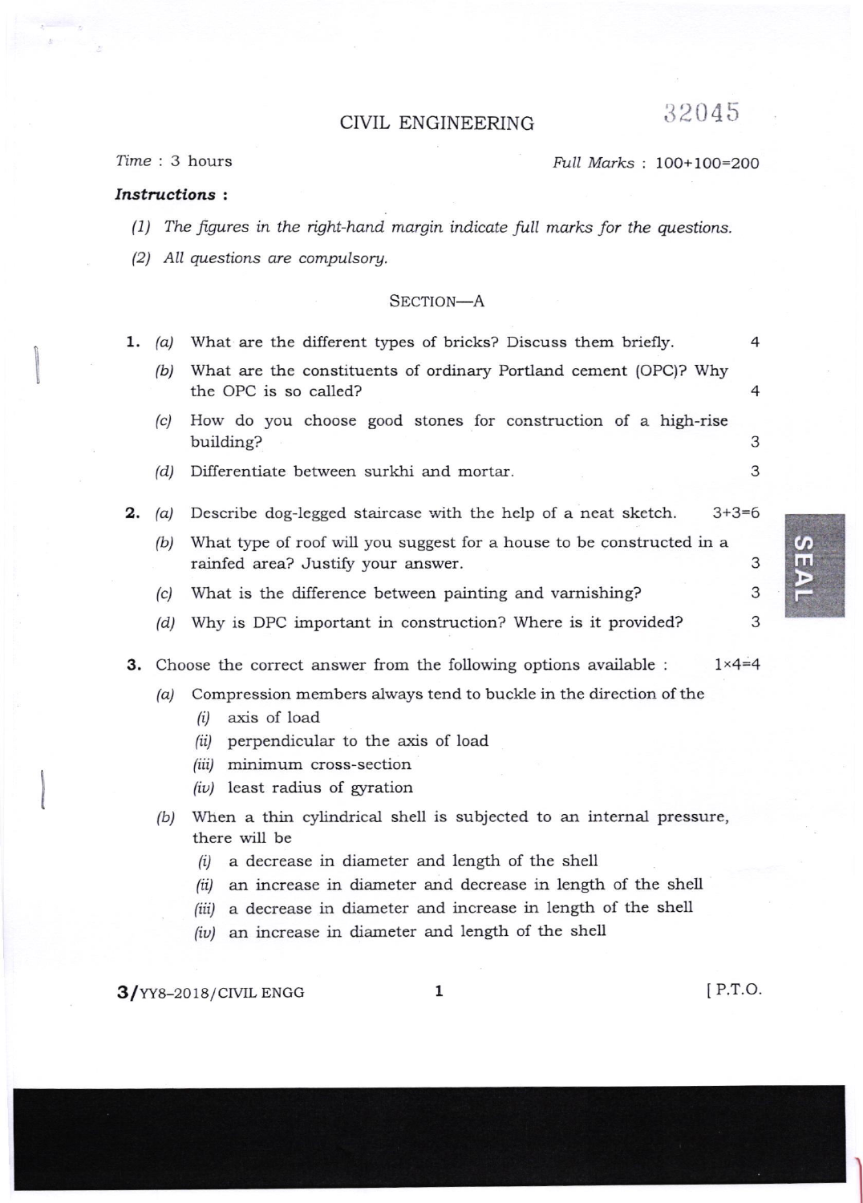# CIVIL ENGINEERING

32045

*Time* : 3 hours

*Full Marks* : 100+100=200

***Instructions* :**

*(1) The figures in the right-hand margin indicate full marks for the questions.*

*(2) All questions are compulsory.*

## SECTION—A

**1.** *(a)* What are the different types of bricks? Discuss them briefly. 4

*(b)* What are the constituents of ordinary Portland cement (OPC)? Why the OPC is so called? 4

*(c)* How do you choose good stones for construction of a high-rise building? 3

*(d)* Differentiate between surkhi and mortar. 3

**2.** *(a)* Describe dog-legged staircase with the help of a neat sketch. 3+3=6

*(b)* What type of roof will you suggest for a house to be constructed in a rainfed area? Justify your answer. 3

*(c)* What is the difference between painting and varnishing? 3

*(d)* Why is DPC important in construction? Where is it provided? 3

**3.** Choose the correct answer from the following options available : 1×4=4

*(a)* Compression members always tend to buckle in the direction of the

- *(i)* axis of load
- *(ii)* perpendicular to the axis of load
- *(iii)* minimum cross-section
- *(iv)* least radius of gyration

*(b)* When a thin cylindrical shell is subjected to an internal pressure, there will be

- *(i)* a decrease in diameter and length of the shell
- *(ii)* an increase in diameter and decrease in length of the shell
- *(iii)* a decrease in diameter and increase in length of the shell
- *(iv)* an increase in diameter and length of the shell

3/YY8–2018/CIVIL ENGG

[ P.T.O.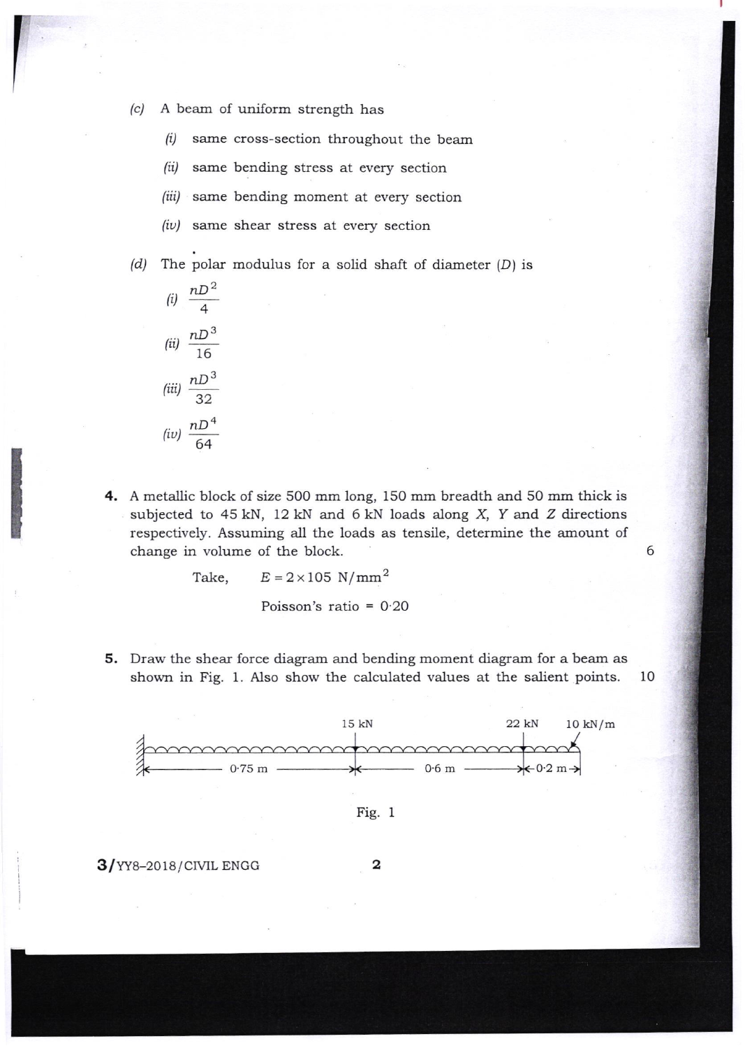(c) A beam of uniform strength has

(i) same cross-section throughout the beam

(ii) same bending stress at every section

(iii) same bending moment at every section

(iv) same shear stress at every section

(d) The polar modulus for a solid shaft of diameter ($D$) is

(i) $\frac{nD^2}{4}$

(ii) $\frac{nD^3}{16}$

(iii) $\frac{nD^3}{32}$

(iv) $\frac{nD^4}{64}$

**4.** A metallic block of size 500 mm long, 150 mm breadth and 50 mm thick is subjected to 45 kN, 12 kN and 6 kN loads along $X$, $Y$ and $Z$ directions respectively. Assuming all the loads as tensile, determine the amount of change in volume of the block. 6

Take, $E = 2 \times 105 \text{ N/mm}^2$

Poisson's ratio = 0·20

**5.** Draw the shear force diagram and bending moment diagram for a beam as shown in Fig. 1. Also show the calculated values at the salient points. 10

15 kN 22 kN 10 kN/m

0·75 m 0·6 m 0·2 m

Fig. 1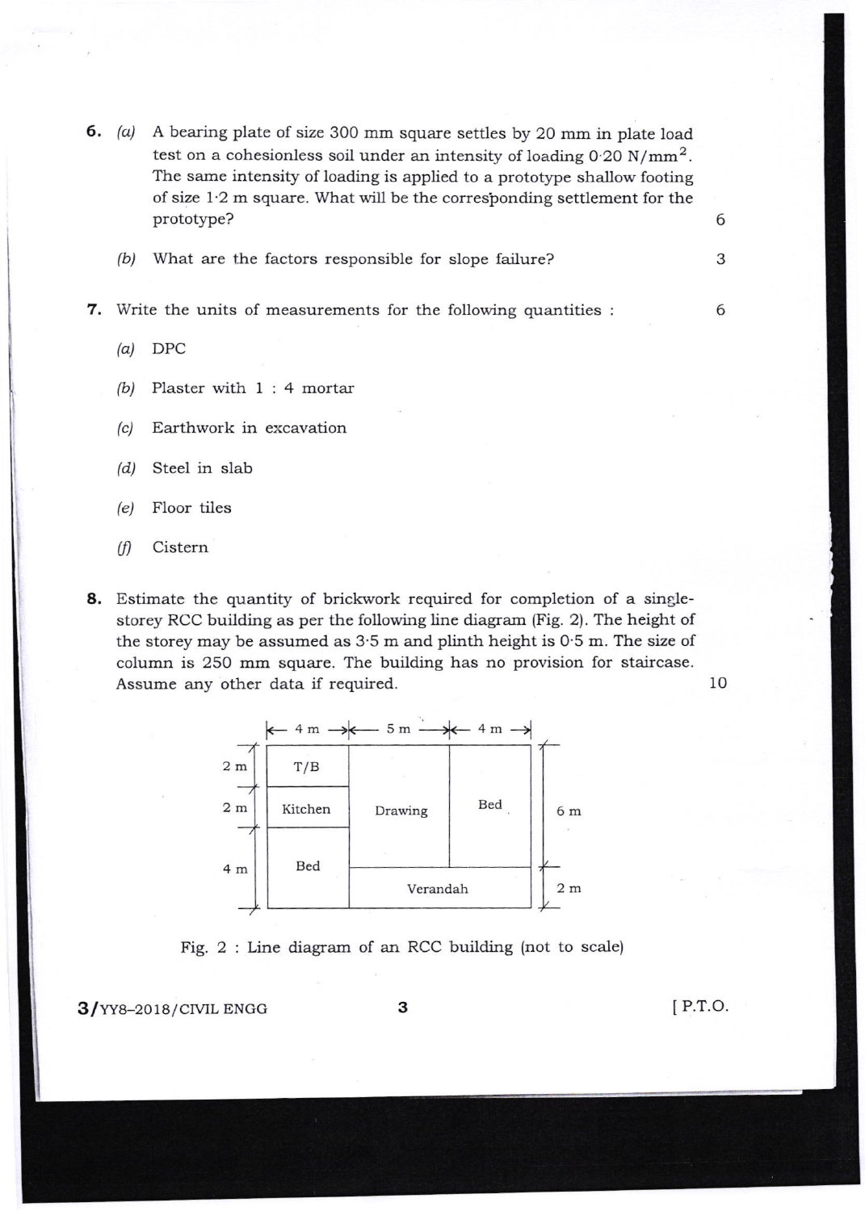6. (a) A bearing plate of size 300 mm square settles by 20 mm in plate load test on a cohesionless soil under an intensity of loading 0·20 $N/mm^2$. The same intensity of loading is applied to a prototype shallow footing of size 1·2 m square. What will be the corresponding settlement for the prototype? 6

(b) What are the factors responsible for slope failure? 3

7. Write the units of measurements for the following quantities : 6

(a) DPC

(b) Plaster with 1 : 4 mortar

(c) Earthwork in excavation

(d) Steel in slab

(e) Floor tiles

(f) Cistern

8. Estimate the quantity of brickwork required for completion of a single-storey RCC building as per the following line diagram (Fig. 2). The height of the storey may be assumed as 3·5 m and plinth height is 0·5 m. The size of column is 250 mm square. The building has no provision for staircase. Assume any other data if required. 10

4 m
5 m
4 m
2 m
2 m
4 m
6 m
2 m
T/B
Kitchen
Drawing
Bed
Bed
Verandah

Fig. 2 : Line diagram of an RCC building (not to scale)